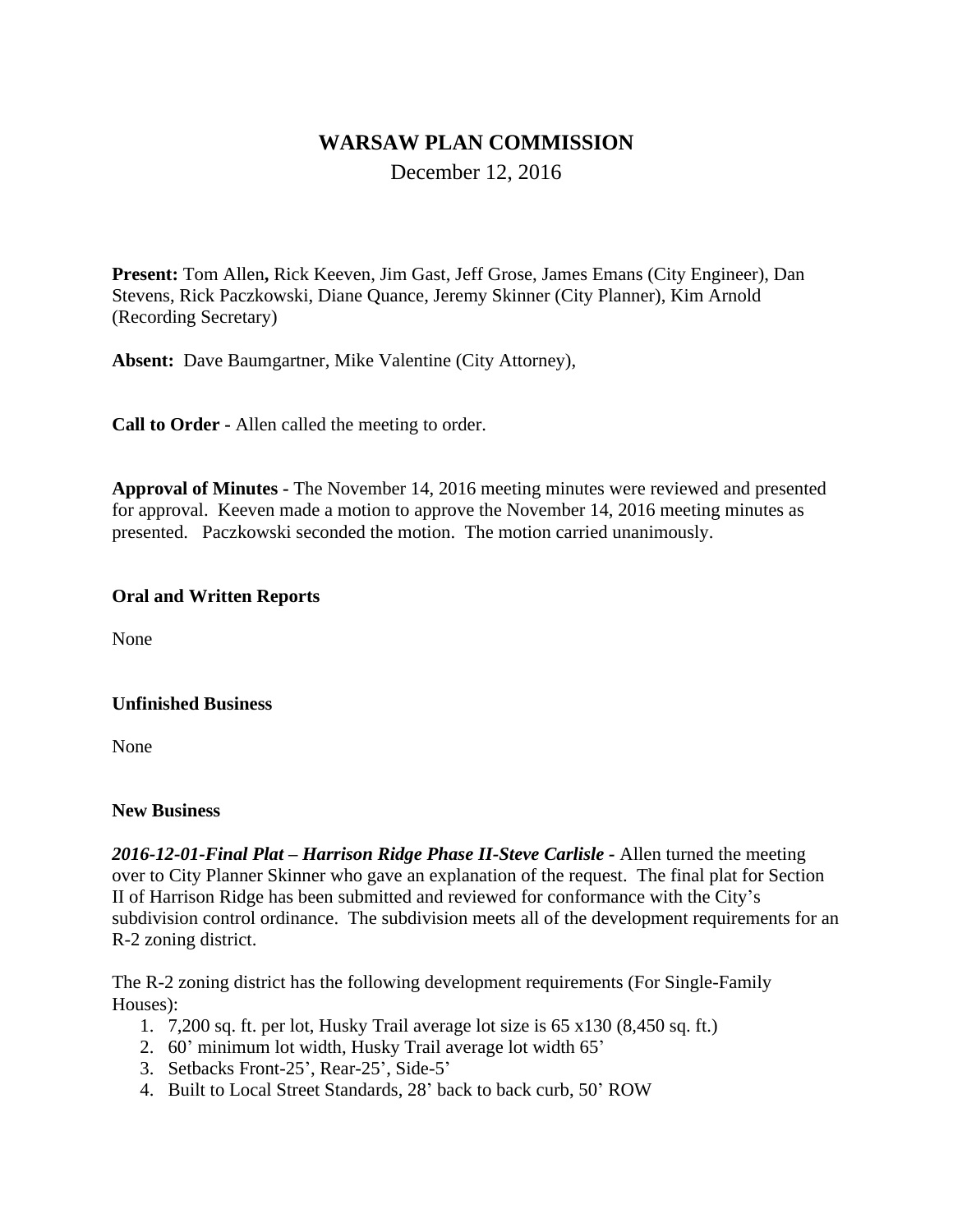# WARSAW PLAN COMMISSION

December 12, 2016

**Present:** Tom Allen**,** Rick Keeven, Jim Gast, Jeff Grose, James Emans (City Engineer), Dan Stevens, Rick Paczkowski, Diane Quance, Jeremy Skinner (City Planner), Kim Arnold (Recording Secretary)

**Absent:** Dave Baumgartner, Mike Valentine (City Attorney),

**Call to Order -** Allen called the meeting to order.

**Approval of Minutes -** The November 14, 2016 meeting minutes were reviewed and presented for approval. Keeven made a motion to approve the November 14, 2016 meeting minutes as presented. Paczkowski seconded the motion. The motion carried unanimously.

**Oral and Written Reports**

None

**Unfinished Business**

None

**New Business**

***2016-12-01-Final Plat – Harrison Ridge Phase II-Steve Carlisle -*** Allen turned the meeting over to City Planner Skinner who gave an explanation of the request. The final plat for Section II of Harrison Ridge has been submitted and reviewed for conformance with the City's subdivision control ordinance. The subdivision meets all of the development requirements for an R-2 zoning district.

The R-2 zoning district has the following development requirements (For Single-Family Houses):

1. 7,200 sq. ft. per lot, Husky Trail average lot size is 65 x130 (8,450 sq. ft.)
2. 60' minimum lot width, Husky Trail average lot width 65'
3. Setbacks Front-25', Rear-25', Side-5'
4. Built to Local Street Standards, 28' back to back curb, 50' ROW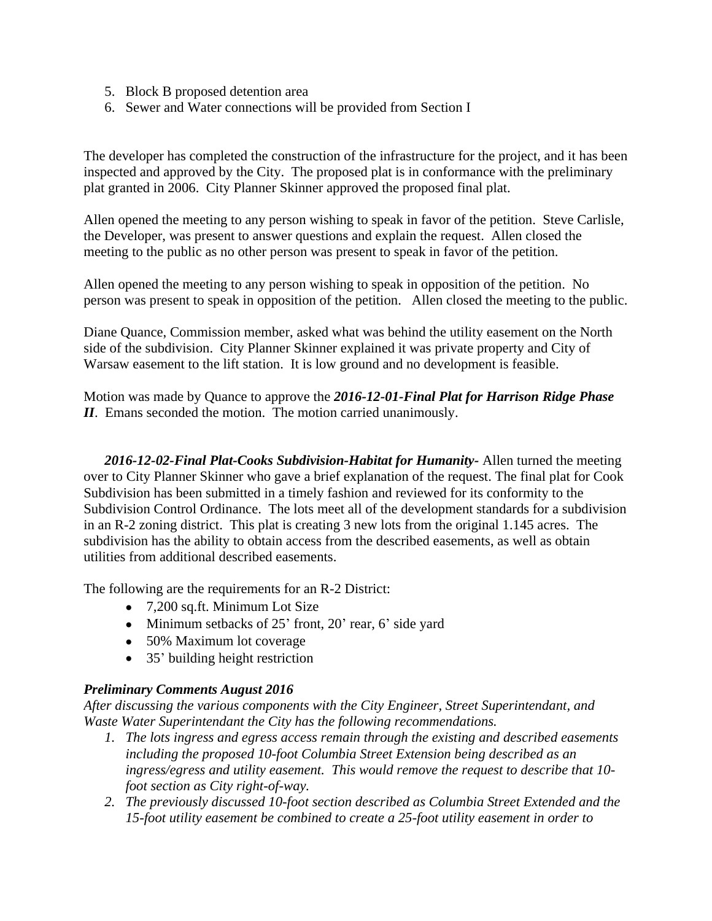5. Block B proposed detention area
6. Sewer and Water connections will be provided from Section I

The developer has completed the construction of the infrastructure for the project, and it has been inspected and approved by the City. The proposed plat is in conformance with the preliminary plat granted in 2006. City Planner Skinner approved the proposed final plat.

Allen opened the meeting to any person wishing to speak in favor of the petition. Steve Carlisle, the Developer, was present to answer questions and explain the request. Allen closed the meeting to the public as no other person was present to speak in favor of the petition.

Allen opened the meeting to any person wishing to speak in opposition of the petition. No person was present to speak in opposition of the petition. Allen closed the meeting to the public.

Diane Quance, Commission member, asked what was behind the utility easement on the North side of the subdivision. City Planner Skinner explained it was private property and City of Warsaw easement to the lift station. It is low ground and no development is feasible.

Motion was made by Quance to approve the ***2016-12-01-Final Plat for Harrison Ridge Phase II***. Emans seconded the motion. The motion carried unanimously.

***2016-12-02-Final Plat-Cooks Subdivision-Habitat for Humanity-*** Allen turned the meeting over to City Planner Skinner who gave a brief explanation of the request. The final plat for Cook Subdivision has been submitted in a timely fashion and reviewed for its conformity to the Subdivision Control Ordinance. The lots meet all of the development standards for a subdivision in an R-2 zoning district. This plat is creating 3 new lots from the original 1.145 acres. The subdivision has the ability to obtain access from the described easements, as well as obtain utilities from additional described easements.

The following are the requirements for an R-2 District:

- 7,200 sq.ft. Minimum Lot Size
- Minimum setbacks of 25' front, 20' rear, 6' side yard
- 50% Maximum lot coverage
- 35' building height restriction

***Preliminary Comments August 2016***

*After discussing the various components with the City Engineer, Street Superintendant, and Waste Water Superintendant the City has the following recommendations.*

1. *The lots ingress and egress access remain through the existing and described easements including the proposed 10-foot Columbia Street Extension being described as an ingress/egress and utility easement. This would remove the request to describe that 10-foot section as City right-of-way.*
2. *The previously discussed 10-foot section described as Columbia Street Extended and the 15-foot utility easement be combined to create a 25-foot utility easement in order to*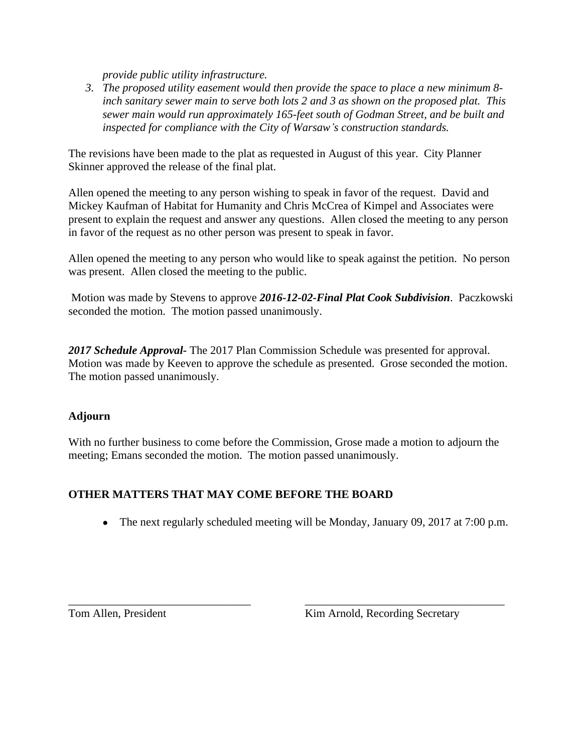*provide public utility infrastructure.*

3. *The proposed utility easement would then provide the space to place a new minimum 8-inch sanitary sewer main to serve both lots 2 and 3 as shown on the proposed plat. This sewer main would run approximately 165-feet south of Godman Street, and be built and inspected for compliance with the City of Warsaw's construction standards.*

The revisions have been made to the plat as requested in August of this year. City Planner Skinner approved the release of the final plat.

Allen opened the meeting to any person wishing to speak in favor of the request. David and Mickey Kaufman of Habitat for Humanity and Chris McCrea of Kimpel and Associates were present to explain the request and answer any questions. Allen closed the meeting to any person in favor of the request as no other person was present to speak in favor.

Allen opened the meeting to any person who would like to speak against the petition. No person was present. Allen closed the meeting to the public.

Motion was made by Stevens to approve ***2016-12-02-Final Plat Cook Subdivision***. Paczkowski seconded the motion. The motion passed unanimously.

***2017 Schedule Approval-*** The 2017 Plan Commission Schedule was presented for approval. Motion was made by Keeven to approve the schedule as presented. Grose seconded the motion. The motion passed unanimously.

**Adjourn**

With no further business to come before the Commission, Grose made a motion to adjourn the meeting; Emans seconded the motion. The motion passed unanimously.

**OTHER MATTERS THAT MAY COME BEFORE THE BOARD**

- The next regularly scheduled meeting will be Monday, January 09, 2017 at 7:00 p.m.

\_\_\_\_\_\_\_\_\_\_\_\_\_\_\_\_\_\_\_\_\_\_\_\_\_\_\_\_\_\_\_\_
Tom Allen, President

\_\_\_\_\_\_\_\_\_\_\_\_\_\_\_\_\_\_\_\_\_\_\_\_\_\_\_\_\_\_\_\_
Kim Arnold, Recording Secretary